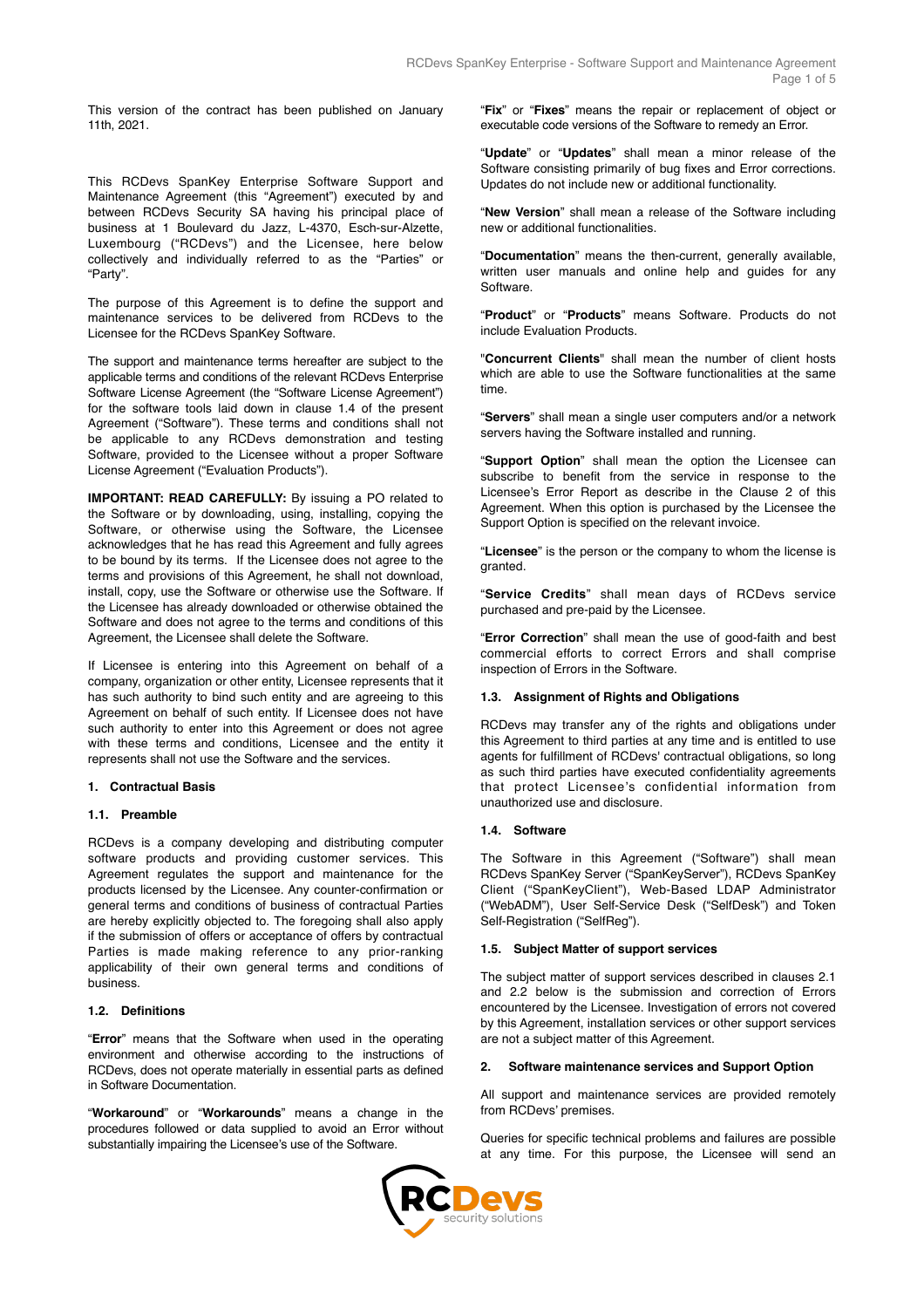This version of the contract has been published on January 11th, 2021.

This RCDevs SpanKey Enterprise Software Support and Maintenance Agreement (this "Agreement") executed by and between RCDevs Security SA having his principal place of business at 1 Boulevard du Jazz, L-4370, Esch-sur-Alzette, Luxembourg ("RCDevs") and the Licensee, here below collectively and individually referred to as the "Parties" or "Party".

The purpose of this Agreement is to define the support and maintenance services to be delivered from RCDevs to the Licensee for the RCDevs SpanKey Software.

The support and maintenance terms hereafter are subject to the applicable terms and conditions of the relevant RCDevs Enterprise Software License Agreement (the "Software License Agreement") for the software tools laid down in clause 1.4 of the present Agreement ("Software"). These terms and conditions shall not be applicable to any RCDevs demonstration and testing Software, provided to the Licensee without a proper Software License Agreement ("Evaluation Products").

**IMPORTANT: READ CAREFULLY:** By issuing a PO related to the Software or by downloading, using, installing, copying the Software, or otherwise using the Software, the Licensee acknowledges that he has read this Agreement and fully agrees to be bound by its terms. If the Licensee does not agree to the terms and provisions of this Agreement, he shall not download, install, copy, use the Software or otherwise use the Software. If the Licensee has already downloaded or otherwise obtained the Software and does not agree to the terms and conditions of this Agreement, the Licensee shall delete the Software.

If Licensee is entering into this Agreement on behalf of a company, organization or other entity, Licensee represents that it has such authority to bind such entity and are agreeing to this Agreement on behalf of such entity. If Licensee does not have such authority to enter into this Agreement or does not agree with these terms and conditions, Licensee and the entity it represents shall not use the Software and the services.

### 1. Contractual Basis

#### 1.1. Preamble

RCDevs is a company developing and distributing computer software products and providing customer services. This Agreement regulates the support and maintenance for the products licensed by the Licensee. Any counter-confirmation or general terms and conditions of business of contractual Parties are hereby explicitly objected to. The foregoing shall also apply if the submission of offers or acceptance of offers by contractual Parties is made making reference to any prior-ranking applicability of their own general terms and conditions of business.

#### 1.2. Definitions

"**Error**" means that the Software when used in the operating environment and otherwise according to the instructions of RCDevs, does not operate materially in essential parts as defined in Software Documentation.

"**Workaround**" or "**Workarounds**" means a change in the procedures followed or data supplied to avoid an Error without substantially impairing the Licensee's use of the Software.

"**Fix**" or "**Fixes**" means the repair or replacement of object or executable code versions of the Software to remedy an Error.

"**Update**" or "**Updates**" shall mean a minor release of the Software consisting primarily of bug fixes and Error corrections. Updates do not include new or additional functionality.

"**New Version**" shall mean a release of the Software including new or additional functionalities.

"**Documentation**" means the then-current, generally available, written user manuals and online help and guides for any Software.

"**Product**" or "**Products**" means Software. Products do not include Evaluation Products.

"**Concurrent Clients**" shall mean the number of client hosts which are able to use the Software functionalities at the same time.

"**Servers**" shall mean a single user computers and/or a network servers having the Software installed and running.

"**Support Option**" shall mean the option the Licensee can subscribe to benefit from the service in response to the Licensee's Error Report as describe in the Clause 2 of this Agreement. When this option is purchased by the Licensee the Support Option is specified on the relevant invoice.

"**Licensee**" is the person or the company to whom the license is granted.

"**Service Credits**" shall mean days of RCDevs service purchased and pre-paid by the Licensee.

"**Error Correction**" shall mean the use of good-faith and best commercial efforts to correct Errors and shall comprise inspection of Errors in the Software.

#### 1.3. Assignment of Rights and Obligations

RCDevs may transfer any of the rights and obligations under this Agreement to third parties at any time and is entitled to use agents for fulfillment of RCDevs' contractual obligations, so long as such third parties have executed confidentiality agreements that protect Licensee's confidential information from unauthorized use and disclosure.

#### 1.4. Software

The Software in this Agreement ("Software") shall mean RCDevs SpanKey Server ("SpanKeyServer"), RCDevs SpanKey Client ("SpanKeyClient"), Web-Based LDAP Administrator ("WebADM"), User Self-Service Desk ("SelfDesk") and Token Self-Registration ("SelfReg").

#### 1.5. Subject Matter of support services

The subject matter of support services described in clauses 2.1 and 2.2 below is the submission and correction of Errors encountered by the Licensee. Investigation of errors not covered by this Agreement, installation services or other support services are not a subject matter of this Agreement.

### 2. Software maintenance services and Support Option

All support and maintenance services are provided remotely from RCDevs' premises.

Queries for specific technical problems and failures are possible at any time. For this purpose, the Licensee will send an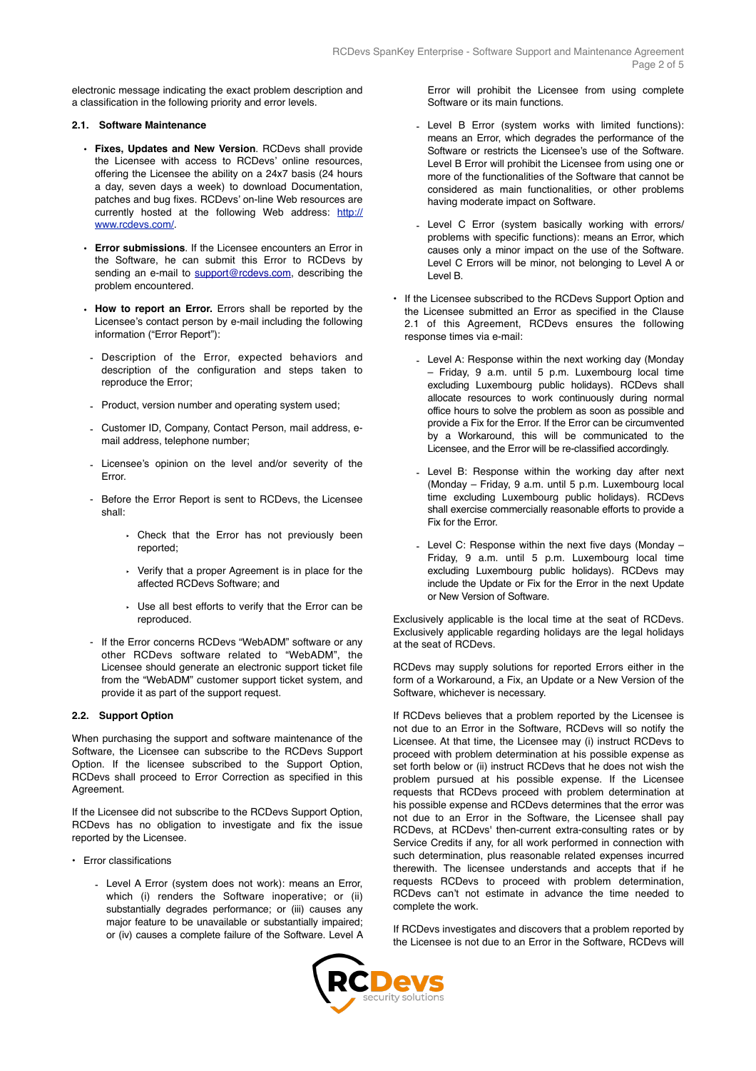electronic message indicating the exact problem description and a classification in the following priority and error levels.

### 2.1. Software Maintenance

- **Fixes, Updates and New Version**. RCDevs shall provide the Licensee with access to RCDevs' online resources, offering the Licensee the ability on a 24x7 basis (24 hours a day, seven days a week) to download Documentation, patches and bug fixes. RCDevs' on-line Web resources are currently hosted at the following Web address: [http://www.rcdevs.com/](http://www.rcdevs.com/).
- **Error submissions**. If the Licensee encounters an Error in the Software, he can submit this Error to RCDevs by sending an e-mail to [support@rcdevs.com](mailto:support@rcdevs.com), describing the problem encountered.
- **How to report an Error.** Errors shall be reported by the Licensee's contact person by e-mail including the following information ("Error Report"):
  - Description of the Error, expected behaviors and description of the configuration and steps taken to reproduce the Error;
  - Product, version number and operating system used;
  - Customer ID, Company, Contact Person, mail address, e-mail address, telephone number;
  - Licensee's opinion on the level and/or severity of the Error.
  - Before the Error Report is sent to RCDevs, the Licensee shall:
    - Check that the Error has not previously been reported;
    - Verify that a proper Agreement is in place for the affected RCDevs Software; and
    - Use all best efforts to verify that the Error can be reproduced.
  - If the Error concerns RCDevs "WebADM" software or any other RCDevs software related to "WebADM", the Licensee should generate an electronic support ticket file from the "WebADM" customer support ticket system, and provide it as part of the support request.

### 2.2. Support Option

When purchasing the support and software maintenance of the Software, the Licensee can subscribe to the RCDevs Support Option. If the licensee subscribed to the Support Option, RCDevs shall proceed to Error Correction as specified in this Agreement.

If the Licensee did not subscribe to the RCDevs Support Option, RCDevs has no obligation to investigate and fix the issue reported by the Licensee.

- Error classifications
  - Level A Error (system does not work): means an Error, which (i) renders the Software inoperative; or (ii) substantially degrades performance; or (iii) causes any major feature to be unavailable or substantially impaired; or (iv) causes a complete failure of the Software. Level A Error will prohibit the Licensee from using complete Software or its main functions.
  - Level B Error (system works with limited functions): means an Error, which degrades the performance of the Software or restricts the Licensee's use of the Software. Level B Error will prohibit the Licensee from using one or more of the functionalities of the Software that cannot be considered as main functionalities, or other problems having moderate impact on Software.
  - Level C Error (system basically working with errors/ problems with specific functions): means an Error, which causes only a minor impact on the use of the Software. Level C Errors will be minor, not belonging to Level A or Level B.
- If the Licensee subscribed to the RCDevs Support Option and the Licensee submitted an Error as specified in the Clause 2.1 of this Agreement, RCDevs ensures the following response times via e-mail:
  - Level A: Response within the next working day (Monday – Friday, 9 a.m. until 5 p.m. Luxembourg local time excluding Luxembourg public holidays). RCDevs shall allocate resources to work continuously during normal office hours to solve the problem as soon as possible and provide a Fix for the Error. If the Error can be circumvented by a Workaround, this will be communicated to the Licensee, and the Error will be re-classified accordingly.
  - Level B: Response within the working day after next (Monday – Friday, 9 a.m. until 5 p.m. Luxembourg local time excluding Luxembourg public holidays). RCDevs shall exercise commercially reasonable efforts to provide a Fix for the Error.
  - Level C: Response within the next five days (Monday – Friday, 9 a.m. until 5 p.m. Luxembourg local time excluding Luxembourg public holidays). RCDevs may include the Update or Fix for the Error in the next Update or New Version of Software.

Exclusively applicable is the local time at the seat of RCDevs. Exclusively applicable regarding holidays are the legal holidays at the seat of RCDevs.

RCDevs may supply solutions for reported Errors either in the form of a Workaround, a Fix, an Update or a New Version of the Software, whichever is necessary.

If RCDevs believes that a problem reported by the Licensee is not due to an Error in the Software, RCDevs will so notify the Licensee. At that time, the Licensee may (i) instruct RCDevs to proceed with problem determination at his possible expense as set forth below or (ii) instruct RCDevs that he does not wish the problem pursued at his possible expense. If the Licensee requests that RCDevs proceed with problem determination at his possible expense and RCDevs determines that the error was not due to an Error in the Software, the Licensee shall pay RCDevs, at RCDevs' then-current extra-consulting rates or by Service Credits if any, for all work performed in connection with such determination, plus reasonable related expenses incurred therewith. The licensee understands and accepts that if he requests RCDevs to proceed with problem determination, RCDevs can't not estimate in advance the time needed to complete the work.

If RCDevs investigates and discovers that a problem reported by the Licensee is not due to an Error in the Software, RCDevs will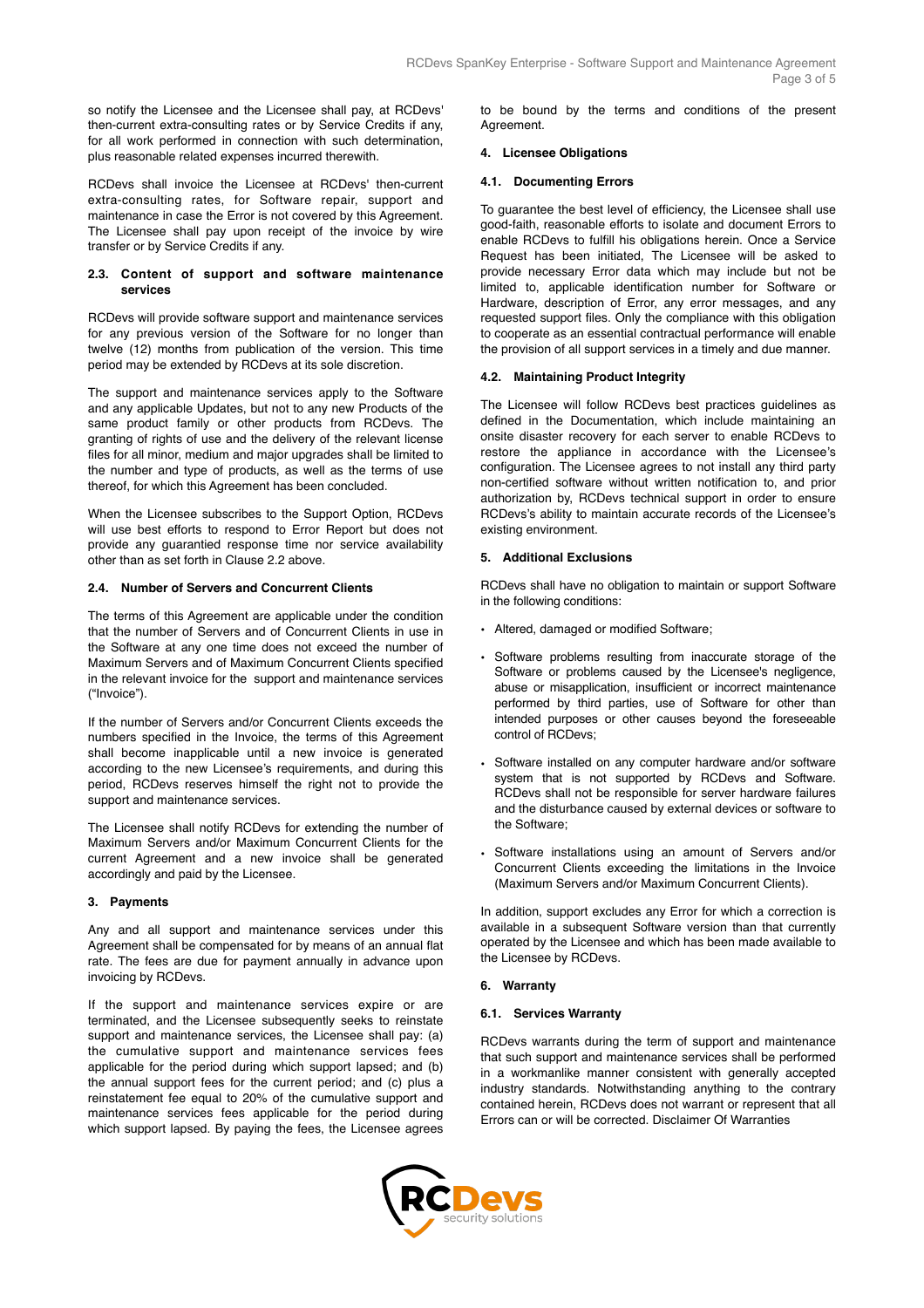so notify the Licensee and the Licensee shall pay, at RCDevs' then-current extra-consulting rates or by Service Credits if any, for all work performed in connection with such determination, plus reasonable related expenses incurred therewith.

RCDevs shall invoice the Licensee at RCDevs' then-current extra-consulting rates, for Software repair, support and maintenance in case the Error is not covered by this Agreement. The Licensee shall pay upon receipt of the invoice by wire transfer or by Service Credits if any.

### 2.3. Content of support and software maintenance services

RCDevs will provide software support and maintenance services for any previous version of the Software for no longer than twelve (12) months from publication of the version. This time period may be extended by RCDevs at its sole discretion.

The support and maintenance services apply to the Software and any applicable Updates, but not to any new Products of the same product family or other products from RCDevs. The granting of rights of use and the delivery of the relevant license files for all minor, medium and major upgrades shall be limited to the number and type of products, as well as the terms of use thereof, for which this Agreement has been concluded.

When the Licensee subscribes to the Support Option, RCDevs will use best efforts to respond to Error Report but does not provide any guarantied response time nor service availability other than as set forth in Clause 2.2 above.

### 2.4. Number of Servers and Concurrent Clients

The terms of this Agreement are applicable under the condition that the number of Servers and of Concurrent Clients in use in the Software at any one time does not exceed the number of Maximum Servers and Maximum Concurrent Clients specified in the relevant invoice for the support and maintenance services ("Invoice").

If the number of Servers and/or Concurrent Clients exceeds the numbers specified in the Invoice, the terms of this Agreement shall become inapplicable until a new invoice is generated according to the new Licensee's requirements, and during this period, RCDevs reserves himself the right not to provide the support and maintenance services.

The Licensee shall notify RCDevs for extending the number of Maximum Servers and/or Maximum Concurrent Clients for the current Agreement and a new invoice shall be generated accordingly and paid by the Licensee.

## 3. Payments

Any and all support and maintenance services under this Agreement shall be compensated for by means of an annual flat rate. The fees are due for payment annually in advance upon invoicing by RCDevs.

If the support and maintenance services expire or are terminated, and the Licensee subsequently seeks to reinstate support and maintenance services, the Licensee shall pay: (a) the cumulative support and maintenance services fees applicable for the period during which support lapsed; and (b) the annual support fees for the current period; and (c) plus a reinstatement fee equal to 20% of the cumulative support and maintenance services fees applicable for the period during which support lapsed. By paying the fees, the Licensee agrees to be bound by the terms and conditions of the present Agreement.

## 4. Licensee Obligations

### 4.1. Documenting Errors

To guarantee the best level of efficiency, the Licensee shall use good-faith, reasonable efforts to isolate and document Errors to enable RCDevs to fulfill his obligations herein. Once a Service Request has been initiated, The Licensee will be asked to provide necessary Error data which may include but not be limited to, applicable identification number for Software or Hardware, description of Error, any error messages, and any requested support files. Only the compliance with this obligation to cooperate as an essential contractual performance will enable the provision of all support services in a timely and due manner.

### 4.2. Maintaining Product Integrity

The Licensee will follow RCDevs best practices guidelines as defined in the Documentation, which include maintaining an onsite disaster recovery for each server to enable RCDevs to restore the appliance in accordance with the Licensee's configuration. The Licensee agrees to not install any third party non-certified software without written notification to, and prior authorization by, RCDevs technical support in order to ensure RCDevs's ability to maintain accurate records of the Licensee's existing environment.

## 5. Additional Exclusions

RCDevs shall have no obligation to maintain or support Software in the following conditions:

- Altered, damaged or modified Software;
- Software problems resulting from inaccurate storage of the Software or problems caused by the Licensee's negligence, abuse or misapplication, insufficient or incorrect maintenance performed by third parties, use of Software for other than intended purposes or other causes beyond the foreseeable control of RCDevs;
- Software installed on any computer hardware and/or software system that is not supported by RCDevs and Software. RCDevs shall not be responsible for server hardware failures and the disturbance caused by external devices or software to the Software;
- Software installations using an amount of Servers and/or Concurrent Clients exceeding the limitations in the Invoice (Maximum Servers and/or Maximum Concurrent Clients).

In addition, support excludes any Error for which a correction is available in a subsequent Software version than that currently operated by the Licensee and which has been made available to the Licensee by RCDevs.

## 6. Warranty

### 6.1. Services Warranty

RCDevs warrants during the term of support and maintenance that such support and maintenance services shall be performed in a workmanlike manner consistent with generally accepted industry standards. Notwithstanding anything to the contrary contained herein, RCDevs does not warrant or represent that all Errors can or will be corrected. Disclaimer Of Warranties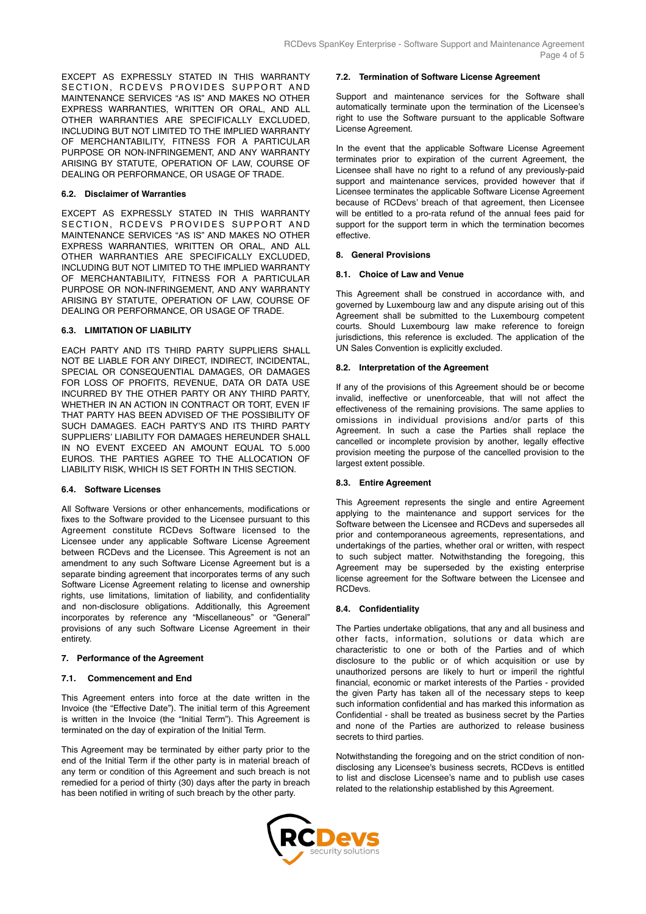EXCEPT AS EXPRESSLY STATED IN THIS WARRANTY SECTION, RCDEVS PROVIDES SUPPORT AND MAINTENANCE SERVICES "AS IS" AND MAKES NO OTHER EXPRESS WARRANTIES, WRITTEN OR ORAL, AND ALL OTHER WARRANTIES ARE SPECIFICALLY EXCLUDED, INCLUDING BUT NOT LIMITED TO THE IMPLIED WARRANTY OF MERCHANTABILITY, FITNESS FOR A PARTICULAR PURPOSE OR NON-INFRINGEMENT, AND ANY WARRANTY ARISING BY STATUTE, OPERATION OF LAW, COURSE OF DEALING OR PERFORMANCE, OR USAGE OF TRADE.

#### 6.2. Disclaimer of Warranties

EXCEPT AS EXPRESSLY STATED IN THIS WARRANTY SECTION, RCDEVS PROVIDES SUPPORT AND MAINTENANCE SERVICES "AS IS" AND MAKES NO OTHER EXPRESS WARRANTIES, WRITTEN OR ORAL, AND ALL OTHER WARRANTIES ARE SPECIFICALLY EXCLUDED, INCLUDING BUT NOT LIMITED TO THE IMPLIED WARRANTY OF MERCHANTABILITY, FITNESS FOR A PARTICULAR PURPOSE OR NON-INFRINGEMENT, AND ANY WARRANTY ARISING BY STATUTE, OPERATION OF LAW, COURSE OF DEALING OR PERFORMANCE, OR USAGE OF TRADE.

#### 6.3. LIMITATION OF LIABILITY

EACH PARTY AND ITS THIRD PARTY SUPPLIERS SHALL NOT BE LIABLE FOR ANY DIRECT, INDIRECT, INCIDENTAL, SPECIAL OR CONSEQUENTIAL DAMAGES, OR DAMAGES FOR LOSS OF PROFITS, REVENUE, DATA OR DATA USE INCURRED BY THE OTHER PARTY OR ANY THIRD PARTY, WHETHER IN AN ACTION IN CONTRACT OR TORT, EVEN IF THAT PARTY HAS BEEN ADVISED OF THE POSSIBILITY OF SUCH DAMAGES. EACH PARTY'S AND ITS THIRD PARTY SUPPLIERS' LIABILITY FOR DAMAGES HEREUNDER SHALL IN NO EVENT EXCEED AN AMOUNT EQUAL TO 5.000 EUROS. THE PARTIES AGREE TO THE ALLOCATION OF LIABILITY RISK, WHICH IS SET FORTH IN THIS SECTION.

#### 6.4. Software Licenses

All Software Versions or other enhancements, modifications or fixes to the Software provided to the Licensee pursuant to this Agreement constitute RCDevs Software licensed to the Licensee under any applicable Software License Agreement between RCDevs and the Licensee. This Agreement is not an amendment to any such Software License Agreement but is a separate binding agreement that incorporates terms of any such Software License Agreement relating to license and ownership rights, use limitations, limitation of liability, and confidentiality and non-disclosure obligations. Additionally, this Agreement incorporates by reference any "Miscellaneous" or "General" provisions of any such Software License Agreement in their entirety.

### 7. Performance of the Agreement

#### 7.1. Commencement and End

This Agreement enters into force at the date written in the Invoice (the "Effective Date"). The initial term of this Agreement is written in the Invoice (the "Initial Term"). This Agreement is terminated on the day of expiration of the Initial Term.

This Agreement may be terminated by either party prior to the end of the Initial Term if the other party is in material breach of any term or condition of this Agreement and such breach is not remedied for a period of thirty (30) days after the party in breach has been notified in writing of such breach by the other party.

#### 7.2. Termination of Software License Agreement

Support and maintenance services for the Software shall automatically terminate upon the termination of the Licensee's right to use the Software pursuant to the applicable Software License Agreement.

In the event that the applicable Software License Agreement terminates prior to expiration of the current Agreement, the Licensee shall have no right to a refund of any previously-paid support and maintenance services, provided however that if Licensee terminates the applicable Software License Agreement because of RCDevs' breach of that agreement, then Licensee will be entitled to a pro-rata refund of the annual fees paid for support for the support term in which the termination becomes effective.

### 8. General Provisions

#### 8.1. Choice of Law and Venue

This Agreement shall be construed in accordance with, and governed by Luxembourg law and any dispute arising out of this Agreement shall be submitted to the Luxembourg competent courts. Should Luxembourg law make reference to foreign jurisdictions, this reference is excluded. The application of the UN Sales Convention is explicitly excluded.

#### 8.2. Interpretation of the Agreement

If any of the provisions of this Agreement should be or become invalid, ineffective or unenforceable, that will not affect the effectiveness of the remaining provisions. The same applies to omissions in individual provisions and/or parts of this Agreement. In such a case the Parties shall replace the cancelled or incomplete provision by another, legally effective provision meeting the purpose of the cancelled provision to the largest extent possible.

#### 8.3. Entire Agreement

This Agreement represents the single and entire Agreement applying to the maintenance and support services for the Software between the Licensee and RCDevs and supersedes all prior and contemporaneous agreements, representations, and undertakings of the parties, whether oral or written, with respect to such subject matter. Notwithstanding the foregoing, this Agreement may be superseded by the existing enterprise license agreement for the Software between the Licensee and RCDevs.

#### 8.4. Confidentiality

The Parties undertake obligations, that any and all business and other facts, information, solutions or data which are characteristic to one or both of the Parties and of which disclosure to the public or of which acquisition or use by unauthorized persons are likely to hurt or imperil the rightful financial, economic or market interests of the Parties - provided the given Party has taken all of the necessary steps to keep such information confidential and has marked this information as Confidential - shall be treated as business secret by the Parties and none of the Parties are authorized to release business secrets to third parties.

Notwithstanding the foregoing and on the strict condition of non-disclosing any Licensee's business secrets, RCDevs is entitled to list and disclose Licensee's name and to publish use cases related to the relationship established by this Agreement.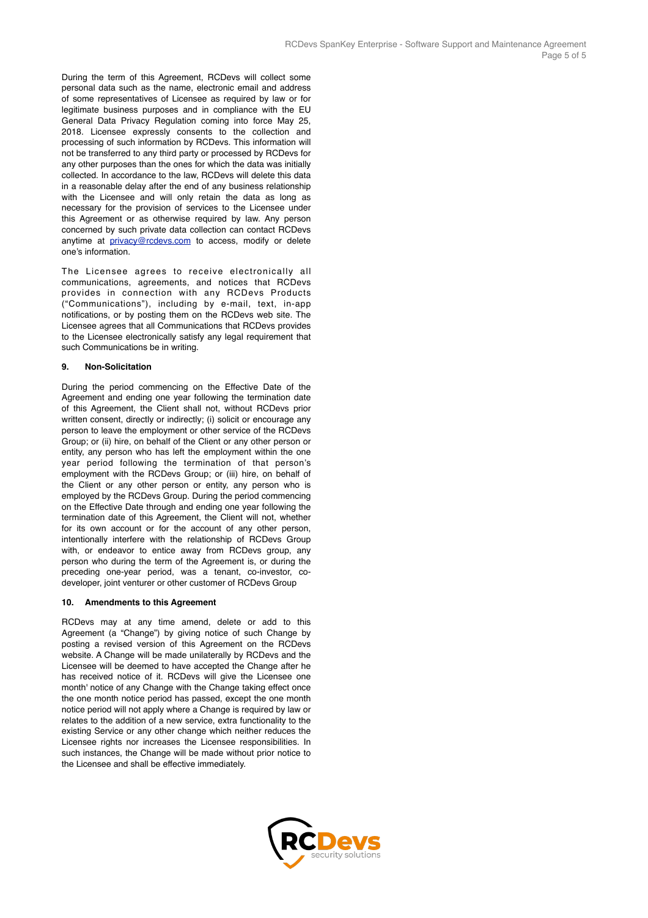During the term of this Agreement, RCDevs will collect some personal data such as the name, electronic email and address of some representatives of Licensee as required by law or for legitimate business purposes and in compliance with the EU General Data Privacy Regulation coming into force May 25, 2018. Licensee expressly consents to the collection and processing of such information by RCDevs. This information will not be transferred to any third party or processed by RCDevs for any other purposes than the ones for which the data was initially collected. In accordance to the law, RCDevs will delete this data in a reasonable delay after the end of any business relationship with the Licensee and will only retain the data as long as necessary for the provision of services to the Licensee under this Agreement or as otherwise required by law. Any person concerned by such private data collection can contact RCDevs anytime at privacy@rcdevs.com to access, modify or delete one's information.

The Licensee agrees to receive electronically all communications, agreements, and notices that RCDevs provides in connection with any RCDevs Products ("Communications"), including by e-mail, text, in-app notifications, or by posting them on the RCDevs web site. The Licensee agrees that all Communications that RCDevs provides to the Licensee electronically satisfy any legal requirement that such Communications be in writing.

## 9. Non-Solicitation

During the period commencing on the Effective Date of the Agreement and ending one year following the termination date of this Agreement, the Client shall not, without RCDevs prior written consent, directly or indirectly; (i) solicit or encourage any person to leave the employment or other service of the RCDevs Group; or (ii) hire, on behalf of the Client or any other person or entity, any person who has left the employment within the one year period following the termination of that person's employment with the RCDevs Group; or (iii) hire, on behalf of the Client or any other person or entity, any person who is employed by the RCDevs Group. During the period commencing on the Effective Date through and ending one year following the termination date of this Agreement, the Client will not, whether for its own account or for the account of any other person, intentionally interfere with the relationship of RCDevs Group with, or endeavor to entice away from RCDevs group, any person who during the term of the Agreement is, or during the preceding one-year period, was a tenant, co-investor, co-developer, joint venturer or other customer of RCDevs Group

## 10. Amendments to this Agreement

RCDevs may at any time amend, delete or add to this Agreement (a "Change") by giving notice of such Change by posting a revised version of this Agreement on the RCDevs website. A Change will be made unilaterally by RCDevs and the Licensee will be deemed to have accepted the Change after he has received notice of it. RCDevs will give the Licensee one month' notice of any Change with the Change taking effect once the one month notice period has passed, except the one month notice period will not apply where a Change is required by law or relates to the addition of a new service, extra functionality to the existing Service or any other change which neither reduces the Licensee rights nor increases the Licensee responsibilities. In such instances, the Change will be made without prior notice to the Licensee and shall be effective immediately.

RCDevs security solutions